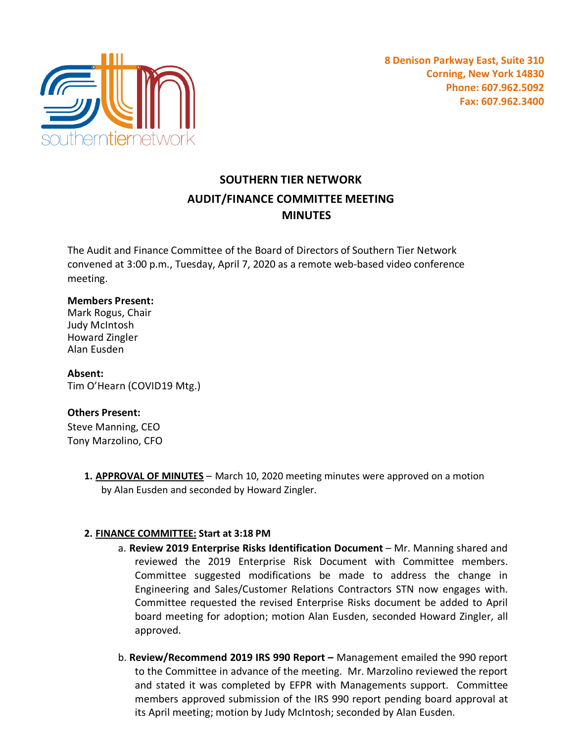southerntiernetwork

8 Denison Parkway East, Suite 310
Corning, New York 14830
Phone: 607.962.5092
Fax: 607.962.3400

# SOUTHERN TIER NETWORK
## AUDIT/FINANCE COMMITTEE MEETING
## MINUTES

The Audit and Finance Committee of the Board of Directors of Southern Tier Network convened at 3:00 p.m., Tuesday, April 7, 2020 as a remote web-based video conference meeting.

**Members Present:**
Mark Rogus, Chair
Judy McIntosh
Howard Zingler
Alan Eusden

**Absent:**
Tim O'Hearn (COVID19 Mtg.)

**Others Present:**
Steve Manning, CEO
Tony Marzolino, CFO

1. **APPROVAL OF MINUTES** – March 10, 2020 meeting minutes were approved on a motion by Alan Eusden and seconded by Howard Zingler.

2. **FINANCE COMMITTEE: Start at 3:18 PM**
   a. **Review 2019 Enterprise Risks Identification Document** – Mr. Manning shared and reviewed the 2019 Enterprise Risk Document with Committee members. Committee suggested modifications be made to address the change in Engineering and Sales/Customer Relations Contractors STN now engages with. Committee requested the revised Enterprise Risks document be added to April board meeting for adoption; motion Alan Eusden, seconded Howard Zingler, all approved.

   b. **Review/Recommend 2019 IRS 990 Report –** Management emailed the 990 report to the Committee in advance of the meeting. Mr. Marzolino reviewed the report and stated it was completed by EFPR with Managements support. Committee members approved submission of the IRS 990 report pending board approval at its April meeting; motion by Judy McIntosh; seconded by Alan Eusden.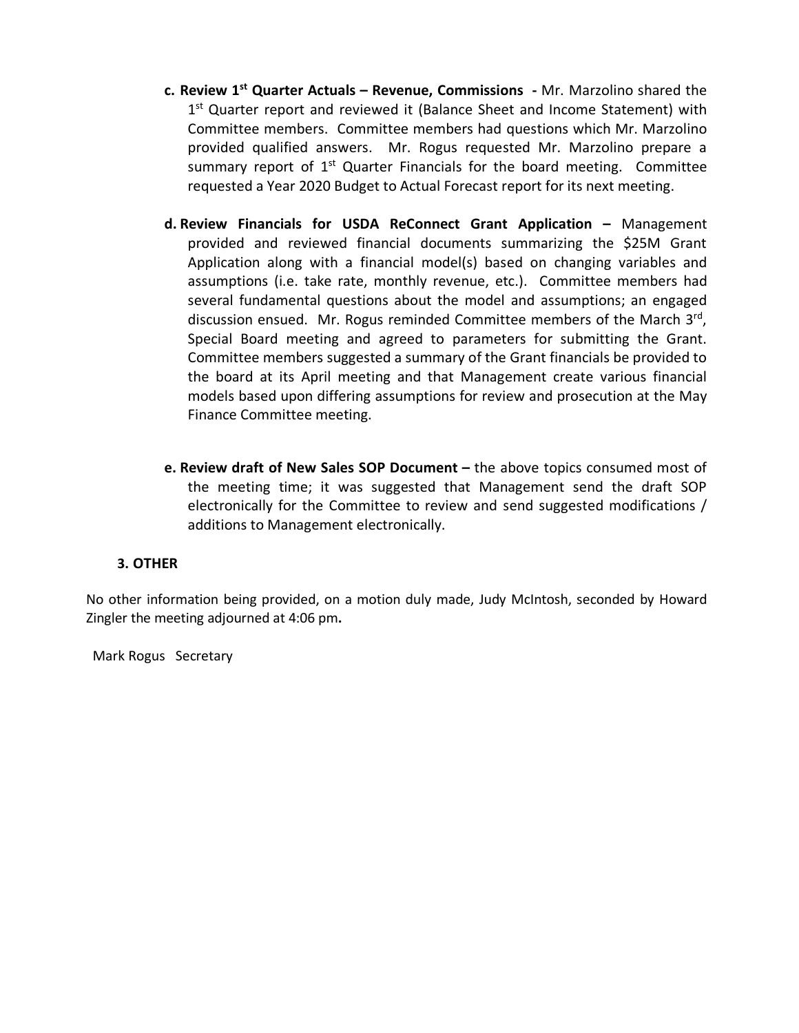c. **Review 1st Quarter Actuals – Revenue, Commissions -** Mr. Marzolino shared the 1st Quarter report and reviewed it (Balance Sheet and Income Statement) with Committee members. Committee members had questions which Mr. Marzolino provided qualified answers. Mr. Rogus requested Mr. Marzolino prepare a summary report of 1st Quarter Financials for the board meeting. Committee requested a Year 2020 Budget to Actual Forecast report for its next meeting.

d. **Review Financials for USDA ReConnect Grant Application –** Management provided and reviewed financial documents summarizing the $25M Grant Application along with a financial model(s) based on changing variables and assumptions (i.e. take rate, monthly revenue, etc.). Committee members had several fundamental questions about the model and assumptions; an engaged discussion ensued. Mr. Rogus reminded Committee members of the March 3rd, Special Board meeting and agreed to parameters for submitting the Grant. Committee members suggested a summary of the Grant financials be provided to the board at its April meeting and that Management create various financial models based upon differing assumptions for review and prosecution at the May Finance Committee meeting.

e. **Review draft of New Sales SOP Document –** the above topics consumed most of the meeting time; it was suggested that Management send the draft SOP electronically for the Committee to review and send suggested modifications / additions to Management electronically.

**3. OTHER**

No other information being provided, on a motion duly made, Judy McIntosh, seconded by Howard Zingler the meeting adjourned at 4:06 pm**.**

Mark Rogus Secretary